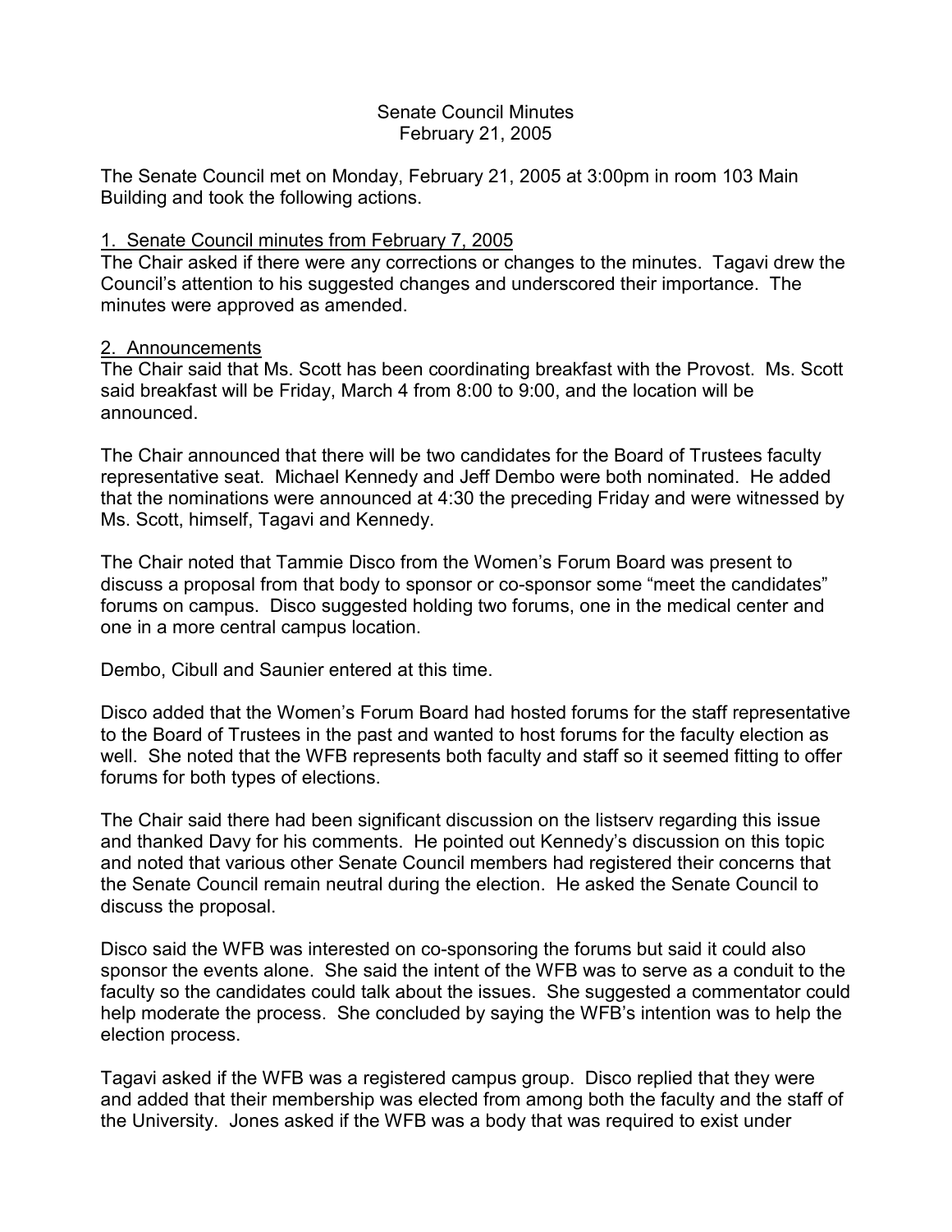# Senate Council Minutes
## February 21, 2005

The Senate Council met on Monday, February 21, 2005 at 3:00pm in room 103 Main Building and took the following actions.

### 1. Senate Council minutes from February 7, 2005

The Chair asked if there were any corrections or changes to the minutes. Tagavi drew the Council's attention to his suggested changes and underscored their importance. The minutes were approved as amended.

### 2. Announcements

The Chair said that Ms. Scott has been coordinating breakfast with the Provost. Ms. Scott said breakfast will be Friday, March 4 from 8:00 to 9:00, and the location will be announced.

The Chair announced that there will be two candidates for the Board of Trustees faculty representative seat. Michael Kennedy and Jeff Dembo were both nominated. He added that the nominations were announced at 4:30 the preceding Friday and were witnessed by Ms. Scott, himself, Tagavi and Kennedy.

The Chair noted that Tammie Disco from the Women's Forum Board was present to discuss a proposal from that body to sponsor or co-sponsor some "meet the candidates" forums on campus. Disco suggested holding two forums, one in the medical center and one in a more central campus location.

Dembo, Cibull and Saunier entered at this time.

Disco added that the Women's Forum Board had hosted forums for the staff representative to the Board of Trustees in the past and wanted to host forums for the faculty election as well. She noted that the WFB represents both faculty and staff so it seemed fitting to offer forums for both types of elections.

The Chair said there had been significant discussion on the listserv regarding this issue and thanked Davy for his comments. He pointed out Kennedy's discussion on this topic and noted that various other Senate Council members had registered their concerns that the Senate Council remain neutral during the election. He asked the Senate Council to discuss the proposal.

Disco said the WFB was interested on co-sponsoring the forums but said it could also sponsor the events alone. She said the intent of the WFB was to serve as a conduit to the faculty so the candidates could talk about the issues. She suggested a commentator could help moderate the process. She concluded by saying the WFB's intention was to help the election process.

Tagavi asked if the WFB was a registered campus group. Disco replied that they were and added that their membership was elected from among both the faculty and the staff of the University. Jones asked if the WFB was a body that was required to exist under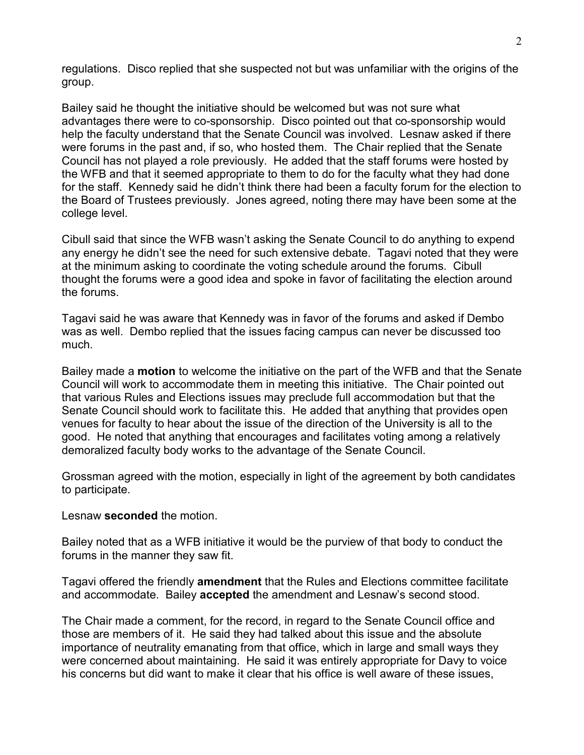regulations. Disco replied that she suspected not but was unfamiliar with the origins of the group.

Bailey said he thought the initiative should be welcomed but was not sure what advantages there were to co-sponsorship. Disco pointed out that co-sponsorship would help the faculty understand that the Senate Council was involved. Lesnaw asked if there were forums in the past and, if so, who hosted them. The Chair replied that the Senate Council has not played a role previously. He added that the staff forums were hosted by the WFB and that it seemed appropriate to them to do for the faculty what they had done for the staff. Kennedy said he didn't think there had been a faculty forum for the election to the Board of Trustees previously. Jones agreed, noting there may have been some at the college level.

Cibull said that since the WFB wasn't asking the Senate Council to do anything to expend any energy he didn't see the need for such extensive debate. Tagavi noted that they were at the minimum asking to coordinate the voting schedule around the forums. Cibull thought the forums were a good idea and spoke in favor of facilitating the election around the forums.

Tagavi said he was aware that Kennedy was in favor of the forums and asked if Dembo was as well. Dembo replied that the issues facing campus can never be discussed too much.

Bailey made a **motion** to welcome the initiative on the part of the WFB and that the Senate Council will work to accommodate them in meeting this initiative. The Chair pointed out that various Rules and Elections issues may preclude full accommodation but that the Senate Council should work to facilitate this. He added that anything that provides open venues for faculty to hear about the issue of the direction of the University is all to the good. He noted that anything that encourages and facilitates voting among a relatively demoralized faculty body works to the advantage of the Senate Council.

Grossman agreed with the motion, especially in light of the agreement by both candidates to participate.

Lesnaw **seconded** the motion.

Bailey noted that as a WFB initiative it would be the purview of that body to conduct the forums in the manner they saw fit.

Tagavi offered the friendly **amendment** that the Rules and Elections committee facilitate and accommodate. Bailey **accepted** the amendment and Lesnaw's second stood.

The Chair made a comment, for the record, in regard to the Senate Council office and those are members of it. He said they had talked about this issue and the absolute importance of neutrality emanating from that office, which in large and small ways they were concerned about maintaining. He said it was entirely appropriate for Davy to voice his concerns but did want to make it clear that his office is well aware of these issues,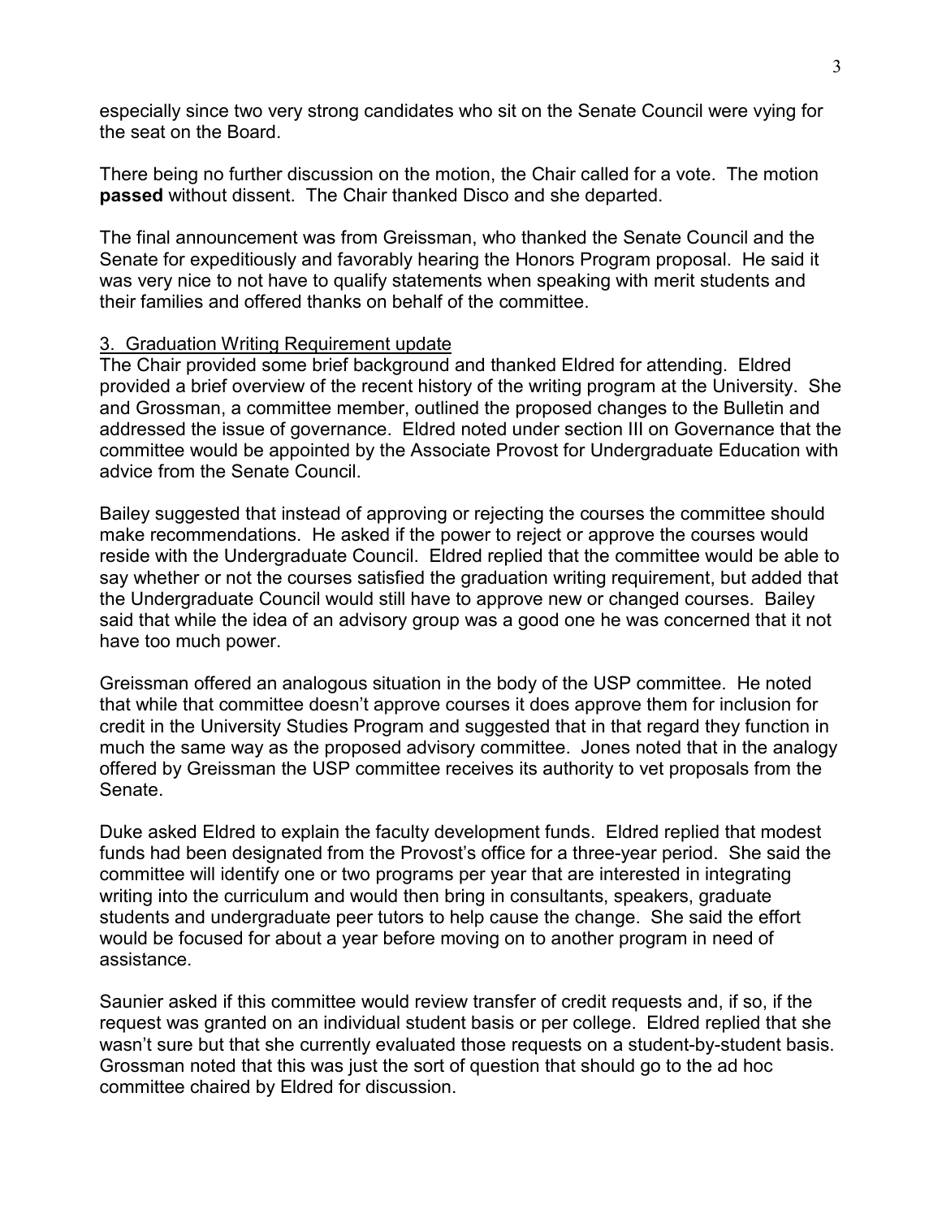especially since two very strong candidates who sit on the Senate Council were vying for the seat on the Board.

There being no further discussion on the motion, the Chair called for a vote. The motion **passed** without dissent. The Chair thanked Disco and she departed.

The final announcement was from Greissman, who thanked the Senate Council and the Senate for expeditiously and favorably hearing the Honors Program proposal. He said it was very nice to not have to qualify statements when speaking with merit students and their families and offered thanks on behalf of the committee.

3. Graduation Writing Requirement update

The Chair provided some brief background and thanked Eldred for attending. Eldred provided a brief overview of the recent history of the writing program at the University. She and Grossman, a committee member, outlined the proposed changes to the Bulletin and addressed the issue of governance. Eldred noted under section III on Governance that the committee would be appointed by the Associate Provost for Undergraduate Education with advice from the Senate Council.

Bailey suggested that instead of approving or rejecting the courses the committee should make recommendations. He asked if the power to reject or approve the courses would reside with the Undergraduate Council. Eldred replied that the committee would be able to say whether or not the courses satisfied the graduation writing requirement, but added that the Undergraduate Council would still have to approve new or changed courses. Bailey said that while the idea of an advisory group was a good one he was concerned that it not have too much power.

Greissman offered an analogous situation in the body of the USP committee. He noted that while that committee doesn't approve courses it does approve them for inclusion for credit in the University Studies Program and suggested that in that regard they function in much the same way as the proposed advisory committee. Jones noted that in the analogy offered by Greissman the USP committee receives its authority to vet proposals from the Senate.

Duke asked Eldred to explain the faculty development funds. Eldred replied that modest funds had been designated from the Provost's office for a three-year period. She said the committee will identify one or two programs per year that are interested in integrating writing into the curriculum and would then bring in consultants, speakers, graduate students and undergraduate peer tutors to help cause the change. She said the effort would be focused for about a year before moving on to another program in need of assistance.

Saunier asked if this committee would review transfer of credit requests and, if so, if the request was granted on an individual student basis or per college. Eldred replied that she wasn't sure but that she currently evaluated those requests on a student-by-student basis. Grossman noted that this was just the sort of question that should go to the ad hoc committee chaired by Eldred for discussion.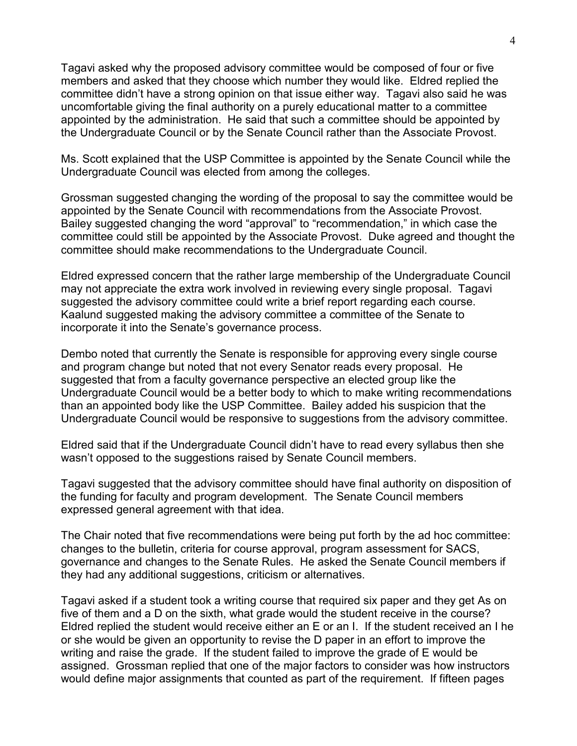Tagavi asked why the proposed advisory committee would be composed of four or five members and asked that they choose which number they would like. Eldred replied the committee didn't have a strong opinion on that issue either way. Tagavi also said he was uncomfortable giving the final authority on a purely educational matter to a committee appointed by the administration. He said that such a committee should be appointed by the Undergraduate Council or by the Senate Council rather than the Associate Provost.

Ms. Scott explained that the USP Committee is appointed by the Senate Council while the Undergraduate Council was elected from among the colleges.

Grossman suggested changing the wording of the proposal to say the committee would be appointed by the Senate Council with recommendations from the Associate Provost. Bailey suggested changing the word "approval" to "recommendation," in which case the committee could still be appointed by the Associate Provost. Duke agreed and thought the committee should make recommendations to the Undergraduate Council.

Eldred expressed concern that the rather large membership of the Undergraduate Council may not appreciate the extra work involved in reviewing every single proposal. Tagavi suggested the advisory committee could write a brief report regarding each course. Kaalund suggested making the advisory committee a committee of the Senate to incorporate it into the Senate's governance process.

Dembo noted that currently the Senate is responsible for approving every single course and program change but noted that not every Senator reads every proposal. He suggested that from a faculty governance perspective an elected group like the Undergraduate Council would be a better body to which to make writing recommendations than an appointed body like the USP Committee. Bailey added his suspicion that the Undergraduate Council would be responsive to suggestions from the advisory committee.

Eldred said that if the Undergraduate Council didn't have to read every syllabus then she wasn't opposed to the suggestions raised by Senate Council members.

Tagavi suggested that the advisory committee should have final authority on disposition of the funding for faculty and program development. The Senate Council members expressed general agreement with that idea.

The Chair noted that five recommendations were being put forth by the ad hoc committee: changes to the bulletin, criteria for course approval, program assessment for SACS, governance and changes to the Senate Rules. He asked the Senate Council members if they had any additional suggestions, criticism or alternatives.

Tagavi asked if a student took a writing course that required six paper and they get As on five of them and a D on the sixth, what grade would the student receive in the course? Eldred replied the student would receive either an E or an I. If the student received an I he or she would be given an opportunity to revise the D paper in an effort to improve the writing and raise the grade. If the student failed to improve the grade of E would be assigned. Grossman replied that one of the major factors to consider was how instructors would define major assignments that counted as part of the requirement. If fifteen pages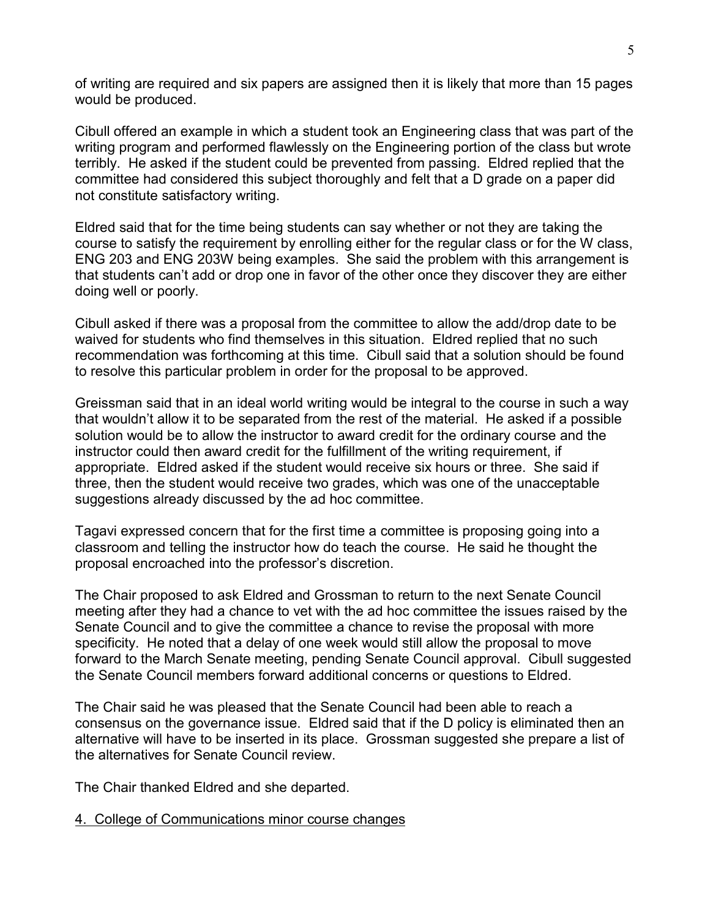of writing are required and six papers are assigned then it is likely that more than 15 pages would be produced.

Cibull offered an example in which a student took an Engineering class that was part of the writing program and performed flawlessly on the Engineering portion of the class but wrote terribly. He asked if the student could be prevented from passing. Eldred replied that the committee had considered this subject thoroughly and felt that a D grade on a paper did not constitute satisfactory writing.

Eldred said that for the time being students can say whether or not they are taking the course to satisfy the requirement by enrolling either for the regular class or for the W class, ENG 203 and ENG 203W being examples. She said the problem with this arrangement is that students can't add or drop one in favor of the other once they discover they are either doing well or poorly.

Cibull asked if there was a proposal from the committee to allow the add/drop date to be waived for students who find themselves in this situation. Eldred replied that no such recommendation was forthcoming at this time. Cibull said that a solution should be found to resolve this particular problem in order for the proposal to be approved.

Greissman said that in an ideal world writing would be integral to the course in such a way that wouldn't allow it to be separated from the rest of the material. He asked if a possible solution would be to allow the instructor to award credit for the ordinary course and the instructor could then award credit for the fulfillment of the writing requirement, if appropriate. Eldred asked if the student would receive six hours or three. She said if three, then the student would receive two grades, which was one of the unacceptable suggestions already discussed by the ad hoc committee.

Tagavi expressed concern that for the first time a committee is proposing going into a classroom and telling the instructor how do teach the course. He said he thought the proposal encroached into the professor's discretion.

The Chair proposed to ask Eldred and Grossman to return to the next Senate Council meeting after they had a chance to vet with the ad hoc committee the issues raised by the Senate Council and to give the committee a chance to revise the proposal with more specificity. He noted that a delay of one week would still allow the proposal to move forward to the March Senate meeting, pending Senate Council approval. Cibull suggested the Senate Council members forward additional concerns or questions to Eldred.

The Chair said he was pleased that the Senate Council had been able to reach a consensus on the governance issue. Eldred said that if the D policy is eliminated then an alternative will have to be inserted in its place. Grossman suggested she prepare a list of the alternatives for Senate Council review.

The Chair thanked Eldred and she departed.

4. College of Communications minor course changes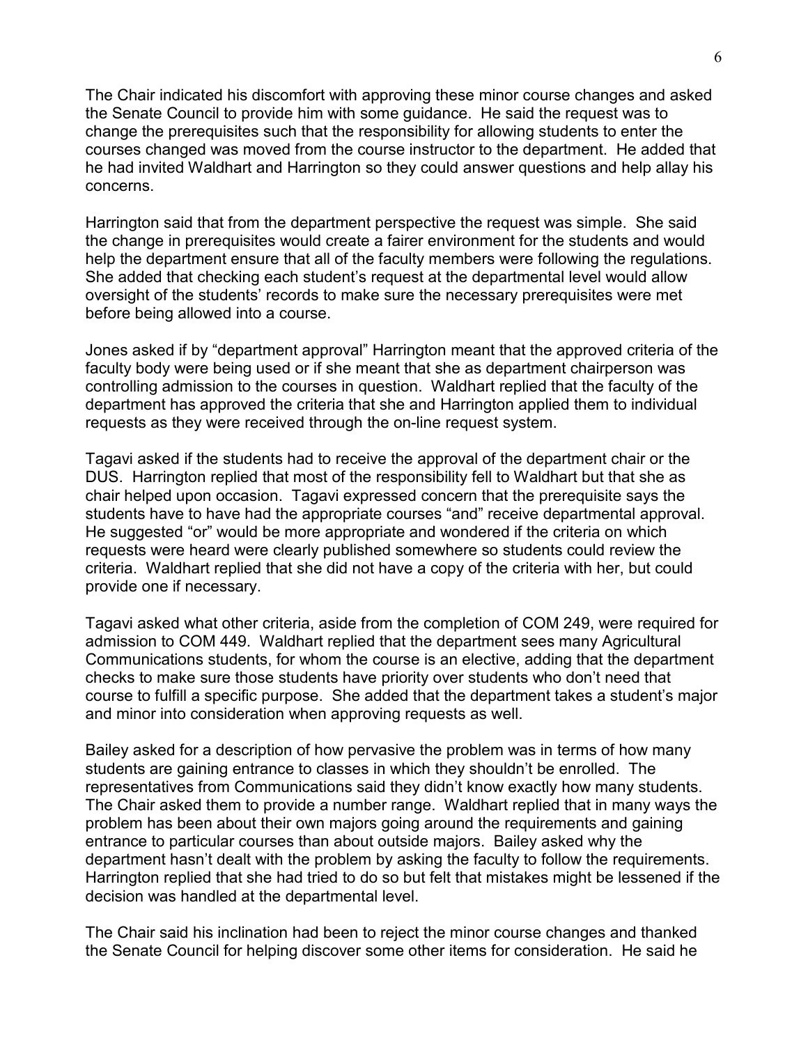The Chair indicated his discomfort with approving these minor course changes and asked the Senate Council to provide him with some guidance. He said the request was to change the prerequisites such that the responsibility for allowing students to enter the courses changed was moved from the course instructor to the department. He added that he had invited Waldhart and Harrington so they could answer questions and help allay his concerns.

Harrington said that from the department perspective the request was simple. She said the change in prerequisites would create a fairer environment for the students and would help the department ensure that all of the faculty members were following the regulations. She added that checking each student's request at the departmental level would allow oversight of the students' records to make sure the necessary prerequisites were met before being allowed into a course.

Jones asked if by "department approval" Harrington meant that the approved criteria of the faculty body were being used or if she meant that she as department chairperson was controlling admission to the courses in question. Waldhart replied that the faculty of the department has approved the criteria that she and Harrington applied them to individual requests as they were received through the on-line request system.

Tagavi asked if the students had to receive the approval of the department chair or the DUS. Harrington replied that most of the responsibility fell to Waldhart but that she as chair helped upon occasion. Tagavi expressed concern that the prerequisite says the students have to have had the appropriate courses "and" receive departmental approval. He suggested "or" would be more appropriate and wondered if the criteria on which requests were heard were clearly published somewhere so students could review the criteria. Waldhart replied that she did not have a copy of the criteria with her, but could provide one if necessary.

Tagavi asked what other criteria, aside from the completion of COM 249, were required for admission to COM 449. Waldhart replied that the department sees many Agricultural Communications students, for whom the course is an elective, adding that the department checks to make sure those students have priority over students who don't need that course to fulfill a specific purpose. She added that the department takes a student's major and minor into consideration when approving requests as well.

Bailey asked for a description of how pervasive the problem was in terms of how many students are gaining entrance to classes in which they shouldn't be enrolled. The representatives from Communications said they didn't know exactly how many students. The Chair asked them to provide a number range. Waldhart replied that in many ways the problem has been about their own majors going around the requirements and gaining entrance to particular courses than about outside majors. Bailey asked why the department hasn't dealt with the problem by asking the faculty to follow the requirements. Harrington replied that she had tried to do so but felt that mistakes might be lessened if the decision was handled at the departmental level.

The Chair said his inclination had been to reject the minor course changes and thanked the Senate Council for helping discover some other items for consideration. He said he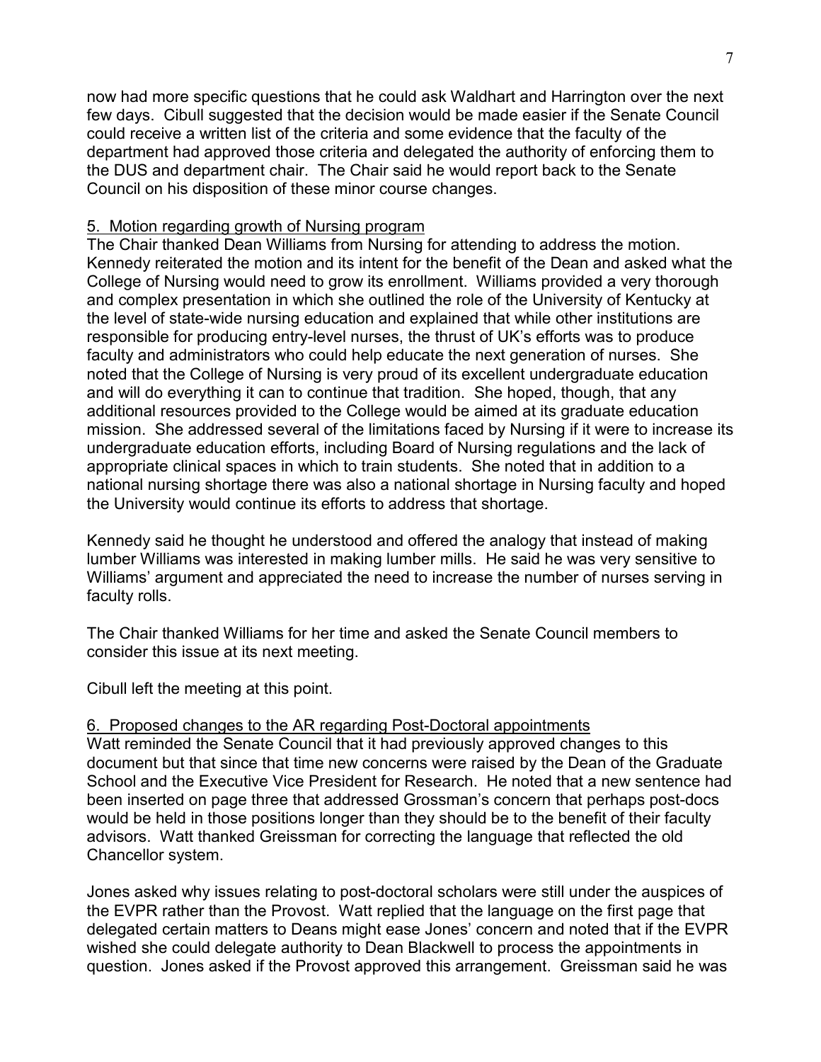now had more specific questions that he could ask Waldhart and Harrington over the next few days. Cibull suggested that the decision would be made easier if the Senate Council could receive a written list of the criteria and some evidence that the faculty of the department had approved those criteria and delegated the authority of enforcing them to the DUS and department chair. The Chair said he would report back to the Senate Council on his disposition of these minor course changes.

5. Motion regarding growth of Nursing program

The Chair thanked Dean Williams from Nursing for attending to address the motion. Kennedy reiterated the motion and its intent for the benefit of the Dean and asked what the College of Nursing would need to grow its enrollment. Williams provided a very thorough and complex presentation in which she outlined the role of the University of Kentucky at the level of state-wide nursing education and explained that while other institutions are responsible for producing entry-level nurses, the thrust of UK's efforts was to produce faculty and administrators who could help educate the next generation of nurses. She noted that the College of Nursing is very proud of its excellent undergraduate education and will do everything it can to continue that tradition. She hoped, though, that any additional resources provided to the College would be aimed at its graduate education mission. She addressed several of the limitations faced by Nursing if it were to increase its undergraduate education efforts, including Board of Nursing regulations and the lack of appropriate clinical spaces in which to train students. She noted that in addition to a national nursing shortage there was also a national shortage in Nursing faculty and hoped the University would continue its efforts to address that shortage.

Kennedy said he thought he understood and offered the analogy that instead of making lumber Williams was interested in making lumber mills. He said he was very sensitive to Williams' argument and appreciated the need to increase the number of nurses serving in faculty rolls.

The Chair thanked Williams for her time and asked the Senate Council members to consider this issue at its next meeting.

Cibull left the meeting at this point.

6. Proposed changes to the AR regarding Post-Doctoral appointments

Watt reminded the Senate Council that it had previously approved changes to this document but that since that time new concerns were raised by the Dean of the Graduate School and the Executive Vice President for Research. He noted that a new sentence had been inserted on page three that addressed Grossman's concern that perhaps post-docs would be held in those positions longer than they should be to the benefit of their faculty advisors. Watt thanked Greissman for correcting the language that reflected the old Chancellor system.

Jones asked why issues relating to post-doctoral scholars were still under the auspices of the EVPR rather than the Provost. Watt replied that the language on the first page that delegated certain matters to Deans might ease Jones' concern and noted that if the EVPR wished she could delegate authority to Dean Blackwell to process the appointments in question. Jones asked if the Provost approved this arrangement. Greissman said he was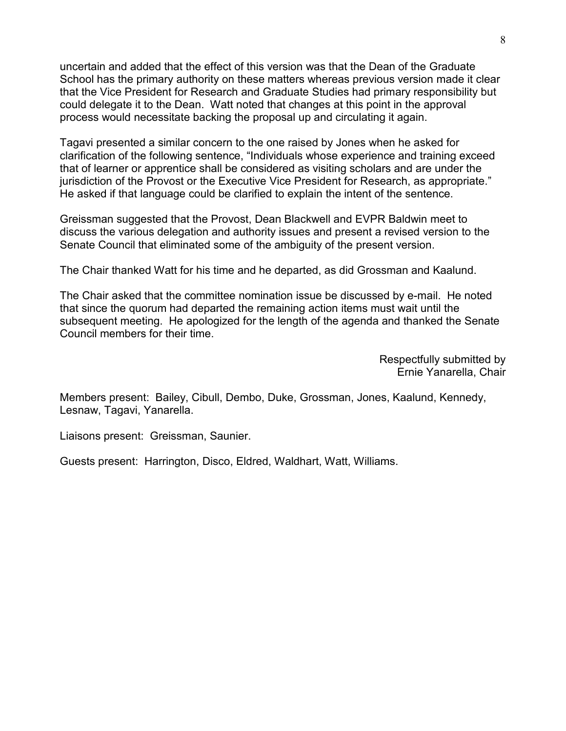uncertain and added that the effect of this version was that the Dean of the Graduate School has the primary authority on these matters whereas previous version made it clear that the Vice President for Research and Graduate Studies had primary responsibility but could delegate it to the Dean. Watt noted that changes at this point in the approval process would necessitate backing the proposal up and circulating it again.

Tagavi presented a similar concern to the one raised by Jones when he asked for clarification of the following sentence, "Individuals whose experience and training exceed that of learner or apprentice shall be considered as visiting scholars and are under the jurisdiction of the Provost or the Executive Vice President for Research, as appropriate." He asked if that language could be clarified to explain the intent of the sentence.

Greissman suggested that the Provost, Dean Blackwell and EVPR Baldwin meet to discuss the various delegation and authority issues and present a revised version to the Senate Council that eliminated some of the ambiguity of the present version.

The Chair thanked Watt for his time and he departed, as did Grossman and Kaalund.

The Chair asked that the committee nomination issue be discussed by e-mail. He noted that since the quorum had departed the remaining action items must wait until the subsequent meeting. He apologized for the length of the agenda and thanked the Senate Council members for their time.

Respectfully submitted by
Ernie Yanarella, Chair

Members present: Bailey, Cibull, Dembo, Duke, Grossman, Jones, Kaalund, Kennedy, Lesnaw, Tagavi, Yanarella.

Liaisons present: Greissman, Saunier.

Guests present: Harrington, Disco, Eldred, Waldhart, Watt, Williams.